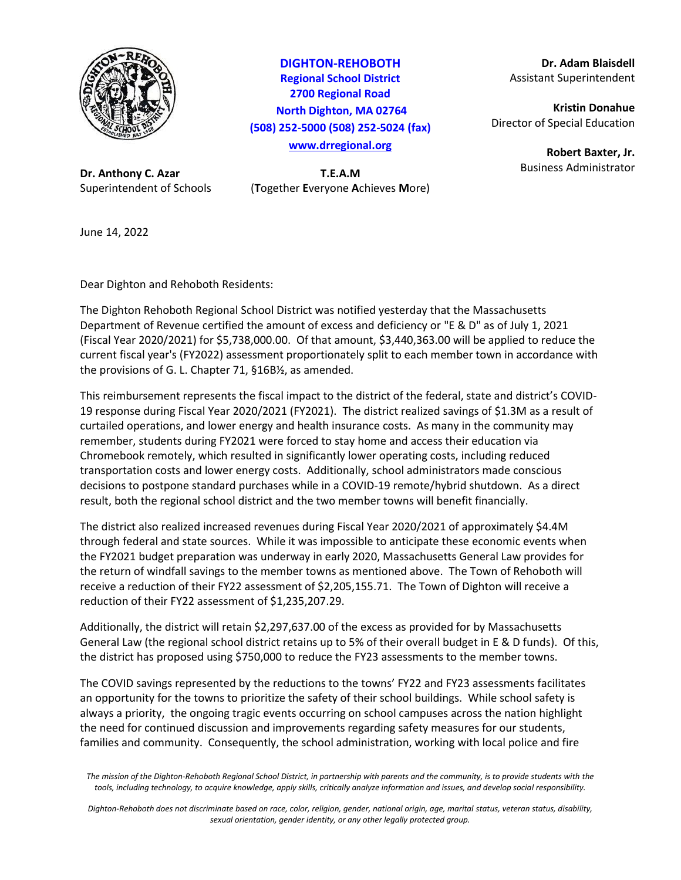**DIGHTON-REHOBOTH**
**Regional School District**
**2700 Regional Road**
**North Dighton, MA 02764**
**(508) 252-5000 (508) 252-5024 (fax)**
**www.drregional.org**

**Dr. Adam Blaisdell**
Assistant Superintendent

**Kristin Donahue**
Director of Special Education

**Robert Baxter, Jr.**
Business Administrator

**Dr. Anthony C. Azar**
Superintendent of Schools

**T.E.A.M**
(**T**ogether **E**veryone **A**chieves **M**ore)

June 14, 2022

Dear Dighton and Rehoboth Residents:

The Dighton Rehoboth Regional School District was notified yesterday that the Massachusetts Department of Revenue certified the amount of excess and deficiency or "E & D" as of July 1, 2021 (Fiscal Year 2020/2021) for $5,738,000.00. Of that amount, $3,440,363.00 will be applied to reduce the current fiscal year's (FY2022) assessment proportionately split to each member town in accordance with the provisions of G. L. Chapter 71, §16B½, as amended.

This reimbursement represents the fiscal impact to the district of the federal, state and district's COVID-19 response during Fiscal Year 2020/2021 (FY2021). The district realized savings of $1.3M as a result of curtailed operations, and lower energy and health insurance costs. As many in the community may remember, students during FY2021 were forced to stay home and access their education via Chromebook remotely, which resulted in significantly lower operating costs, including reduced transportation costs and lower energy costs. Additionally, school administrators made conscious decisions to postpone standard purchases while in a COVID-19 remote/hybrid shutdown. As a direct result, both the regional school district and the two member towns will benefit financially.

The district also realized increased revenues during Fiscal Year 2020/2021 of approximately $4.4M through federal and state sources. While it was impossible to anticipate these economic events when the FY2021 budget preparation was underway in early 2020, Massachusetts General Law provides for the return of windfall savings to the member towns as mentioned above. The Town of Rehoboth will receive a reduction of their FY22 assessment of $2,205,155.71. The Town of Dighton will receive a reduction of their FY22 assessment of $1,235,207.29.

Additionally, the district will retain $2,297,637.00 of the excess as provided for by Massachusetts General Law (the regional school district retains up to 5% of their overall budget in E & D funds). Of this, the district has proposed using $750,000 to reduce the FY23 assessments to the member towns.

The COVID savings represented by the reductions to the towns' FY22 and FY23 assessments facilitates an opportunity for the towns to prioritize the safety of their school buildings. While school safety is always a priority, the ongoing tragic events occurring on school campuses across the nation highlight the need for continued discussion and improvements regarding safety measures for our students, families and community. Consequently, the school administration, working with local police and fire

*The mission of the Dighton-Rehoboth Regional School District, in partnership with parents and the community, is to provide students with the tools, including technology, to acquire knowledge, apply skills, critically analyze information and issues, and develop social responsibility.*

*Dighton-Rehoboth does not discriminate based on race, color, religion, gender, national origin, age, marital status, veteran status, disability, sexual orientation, gender identity, or any other legally protected group.*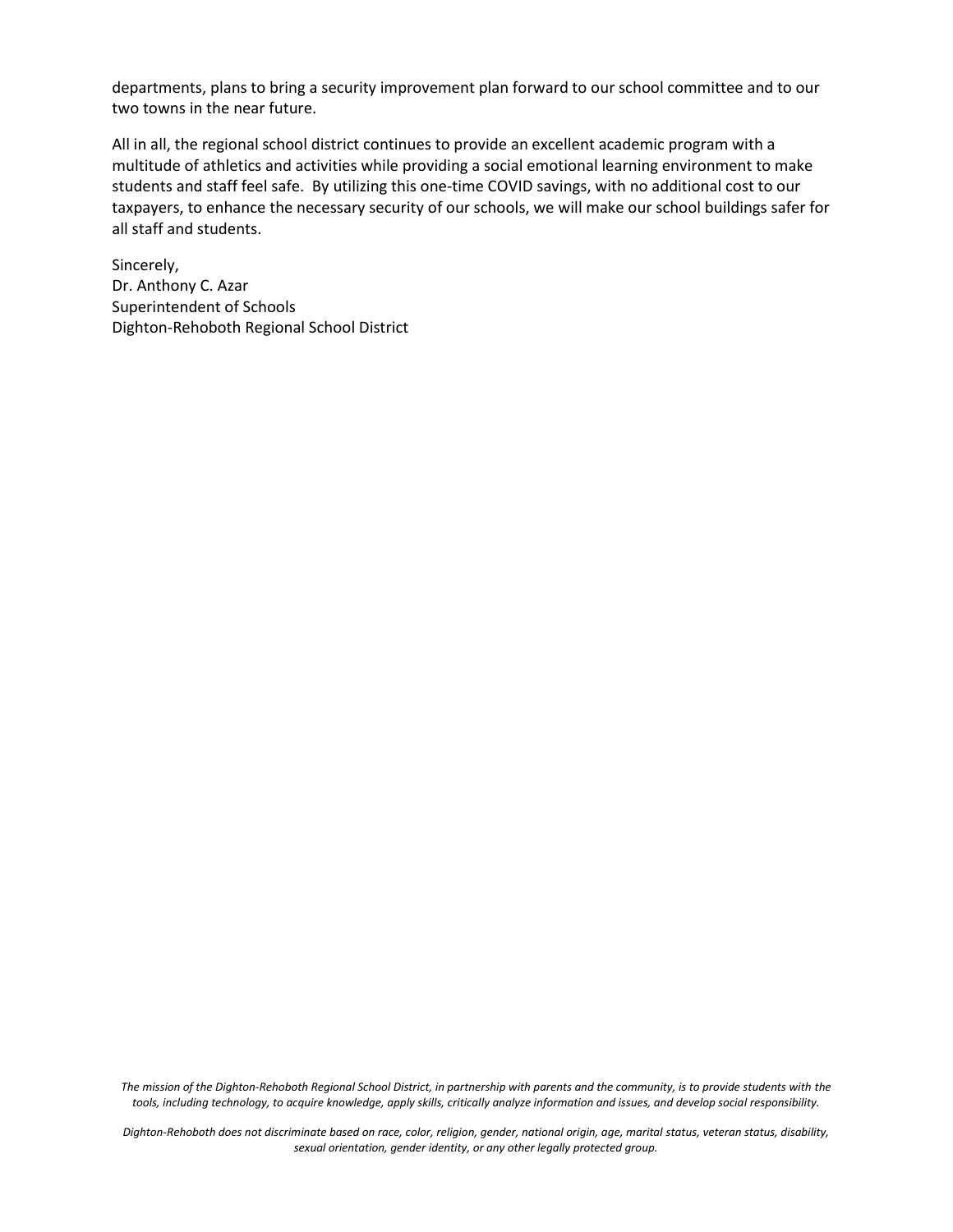departments, plans to bring a security improvement plan forward to our school committee and to our two towns in the near future.

All in all, the regional school district continues to provide an excellent academic program with a multitude of athletics and activities while providing a social emotional learning environment to make students and staff feel safe. By utilizing this one-time COVID savings, with no additional cost to our taxpayers, to enhance the necessary security of our schools, we will make our school buildings safer for all staff and students.

Sincerely,
Dr. Anthony C. Azar
Superintendent of Schools
Dighton-Rehoboth Regional School District

*The mission of the Dighton-Rehoboth Regional School District, in partnership with parents and the community, is to provide students with the tools, including technology, to acquire knowledge, apply skills, critically analyze information and issues, and develop social responsibility.*

*Dighton-Rehoboth does not discriminate based on race, color, religion, gender, national origin, age, marital status, veteran status, disability, sexual orientation, gender identity, or any other legally protected group.*